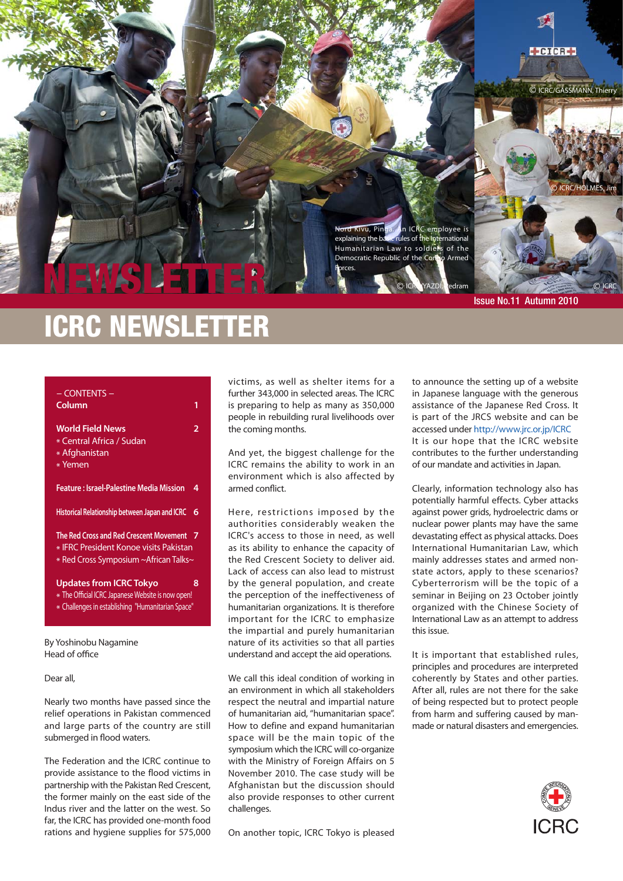# ICRC NEWSLETTER

Issue No.11 Autumn 2010

Nord Kivu, Pinga. An ICRC employee is explaining the basic rules of the International Humanitarian Law to soldiers of the Democratic Republic of the Congo Armed Forces.

© ICRC/YAZDI, Pedram

© ICRC/GASSMANN, Thierry

© ICRC/HOLMES, Jim

© ICRC

– CONTENTS –

**Column** 1

**World Field News** 2
* Central Africa / Sudan
* Afghanistan
* Yemen

**Feature : Israel-Palestine Media Mission** 4

**Historical Relationship between Japan and ICRC** 6

**The Red Cross and Red Crescent Movement** 7
* IFRC President Konoe visits Pakistan
* Red Cross Symposium ~African Talks~

**Updates from ICRC Tokyo** 8
* The Official ICRC Japanese Website is now open!
* Challenges in establishing "Humanitarian Space"

By Yoshinobu Nagamine
Head of office

Dear all,

Nearly two months have passed since the relief operations in Pakistan commenced and large parts of the country are still submerged in flood waters.

The Federation and the ICRC continue to provide assistance to the flood victims in partnership with the Pakistan Red Crescent, the former mainly on the east side of the Indus river and the latter on the west. So far, the ICRC has provided one-month food rations and hygiene supplies for 575,000 victims, as well as shelter items for a further 343,000 in selected areas. The ICRC is preparing to help as many as 350,000 people in rebuilding rural livelihoods over the coming months.

And yet, the biggest challenge for the ICRC remains the ability to work in an environment which is also affected by armed conflict.

Here, restrictions imposed by the authorities considerably weaken the ICRC's access to those in need, as well as its ability to enhance the capacity of the Red Crescent Society to deliver aid. Lack of access can also lead to mistrust by the general population, and create the perception of the ineffectiveness of humanitarian organizations. It is therefore important for the ICRC to emphasize the impartial and purely humanitarian nature of its activities so that all parties understand and accept the aid operations.

We call this ideal condition of working in an environment in which all stakeholders respect the neutral and impartial nature of humanitarian aid, "humanitarian space". How to define and expand humanitarian space will be the main topic of the symposium which the ICRC will co-organize with the Ministry of Foreign Affairs on 5 November 2010. The case study will be Afghanistan but the discussion should also provide responses to other current challenges.

On another topic, ICRC Tokyo is pleased to announce the setting up of a website in Japanese language with the generous assistance of the Japanese Red Cross. It is part of the JRCS website and can be accessed under http://www.jrc.or.jp/ICRC
It is our hope that the ICRC website contributes to the further understanding of our mandate and activities in Japan.

Clearly, information technology also has potentially harmful effects. Cyber attacks against power grids, hydroelectric dams or nuclear power plants may have the same devastating effect as physical attacks. Does International Humanitarian Law, which mainly addresses states and armed non-state actors, apply to these scenarios? Cyberterrorism will be the topic of a seminar in Beijing on 23 October jointly organized with the Chinese Society of International Law as an attempt to address this issue.

It is important that established rules, principles and procedures are interpreted coherently by States and other parties. After all, rules are not there for the sake of being respected but to protect people from harm and suffering caused by man-made or natural disasters and emergencies.

ICRC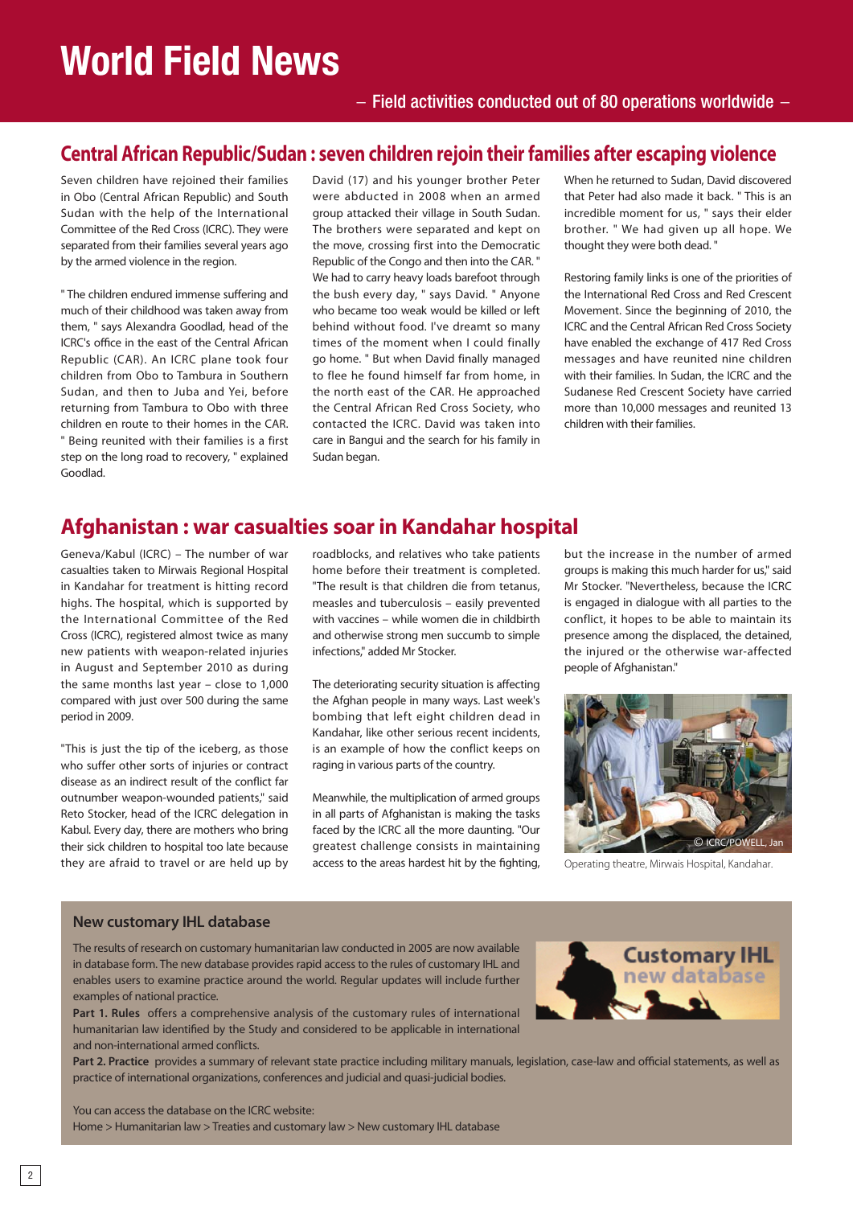# World Field News

– Field activities conducted out of 80 operations worldwide –

## Central African Republic/Sudan : seven children rejoin their families after escaping violence

Seven children have rejoined their families in Obo (Central African Republic) and South Sudan with the help of the International Committee of the Red Cross (ICRC). They were separated from their families several years ago by the armed violence in the region.

" The children endured immense suffering and much of their childhood was taken away from them, " says Alexandra Goodlad, head of the ICRC's office in the east of the Central African Republic (CAR). An ICRC plane took four children from Obo to Tambura in Southern Sudan, and then to Juba and Yei, before returning from Tambura to Obo with three children en route to their homes in the CAR. " Being reunited with their families is a first step on the long road to recovery, " explained Goodlad.

David (17) and his younger brother Peter were abducted in 2008 when an armed group attacked their village in South Sudan. The brothers were separated and kept on the move, crossing first into the Democratic Republic of the Congo and then into the CAR. " We had to carry heavy loads barefoot through the bush every day, " says David. " Anyone who became too weak would be killed or left behind without food. I've dreamt so many times of the moment when I could finally go home. " But when David finally managed to flee he found himself far from home, in the north east of the CAR. He approached the Central African Red Cross Society, who contacted the ICRC. David was taken into care in Bangui and the search for his family in Sudan began.

When he returned to Sudan, David discovered that Peter had also made it back. " This is an incredible moment for us, " says their elder brother. " We had given up all hope. We thought they were both dead. "

Restoring family links is one of the priorities of the International Red Cross and Red Crescent Movement. Since the beginning of 2010, the ICRC and the Central African Red Cross Society have enabled the exchange of 417 Red Cross messages and have reunited nine children with their families. In Sudan, the ICRC and the Sudanese Red Crescent Society have carried more than 10,000 messages and reunited 13 children with their families.

## Afghanistan : war casualties soar in Kandahar hospital

Geneva/Kabul (ICRC) – The number of war casualties taken to Mirwais Regional Hospital in Kandahar for treatment is hitting record highs. The hospital, which is supported by the International Committee of the Red Cross (ICRC), registered almost twice as many new patients with weapon-related injuries in August and September 2010 as during the same months last year – close to 1,000 compared with just over 500 during the same period in 2009.

"This is just the tip of the iceberg, as those who suffer other sorts of injuries or contract disease as an indirect result of the conflict far outnumber weapon-wounded patients," said Reto Stocker, head of the ICRC delegation in Kabul. Every day, there are mothers who bring their sick children to hospital too late because they are afraid to travel or are held up by roadblocks, and relatives who take patients home before their treatment is completed. "The result is that children die from tetanus, measles and tuberculosis – easily prevented with vaccines – while women die in childbirth and otherwise strong men succumb to simple infections," added Mr Stocker.

The deteriorating security situation is affecting the Afghan people in many ways. Last week's bombing that left eight children dead in Kandahar, like other serious recent incidents, is an example of how the conflict keeps on raging in various parts of the country.

Meanwhile, the multiplication of armed groups in all parts of Afghanistan is making the tasks faced by the ICRC all the more daunting. "Our greatest challenge consists in maintaining access to the areas hardest hit by the fighting, but the increase in the number of armed groups is making this much harder for us," said Mr Stocker. "Nevertheless, because the ICRC is engaged in dialogue with all parties to the conflict, it hopes to be able to maintain its presence among the displaced, the detained, the injured or the otherwise war-affected people of Afghanistan."

© ICRC/POWELL, Jan

Operating theatre, Mirwais Hospital, Kandahar.

### New customary IHL database

The results of research on customary humanitarian law conducted in 2005 are now available in database form. The new database provides rapid access to the rules of customary IHL and enables users to examine practice around the world. Regular updates will include further examples of national practice.

**Part 1. Rules** offers a comprehensive analysis of the customary rules of international humanitarian law identified by the Study and considered to be applicable in international and non-international armed conflicts.

**Part 2. Practice** provides a summary of relevant state practice including military manuals, legislation, case-law and official statements, as well as practice of international organizations, conferences and judicial and quasi-judicial bodies.

You can access the database on the ICRC website:
Home > Humanitarian law > Treaties and customary law > New customary IHL database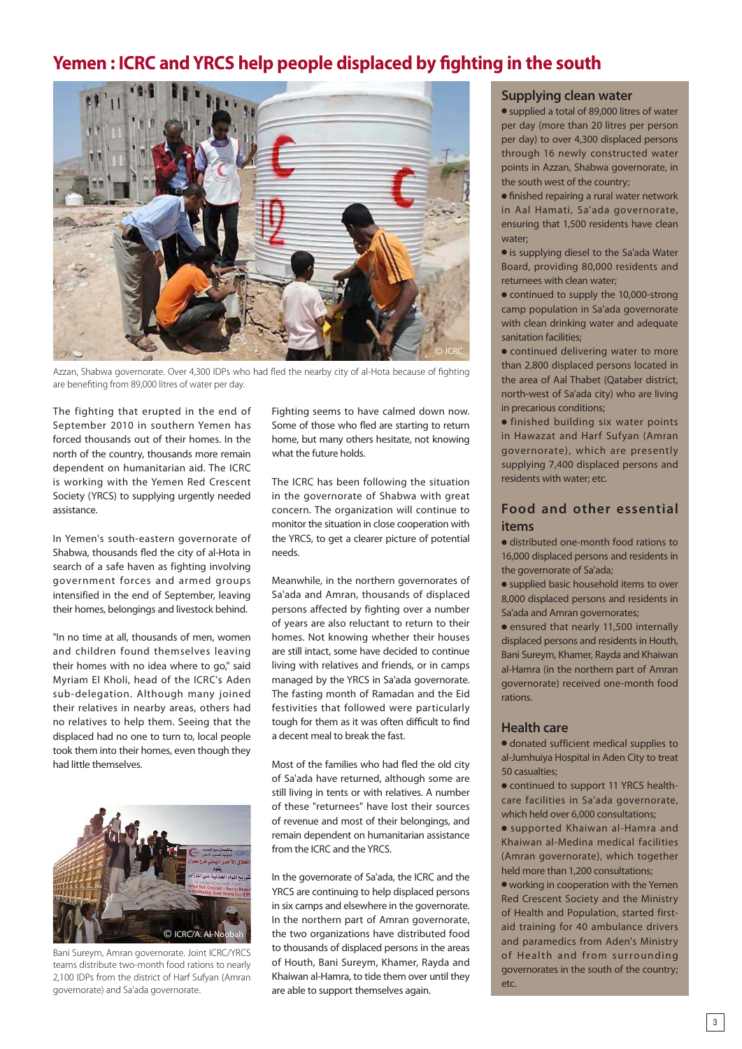# Yemen : ICRC and YRCS help people displaced by fighting in the south

Azzan, Shabwa governorate. Over 4,300 IDPs who had fled the nearby city of al-Hota because of fighting are benefiting from 89,000 litres of water per day.

The fighting that erupted in the end of September 2010 in southern Yemen has forced thousands out of their homes. In the north of the country, thousands more remain dependent on humanitarian aid. The ICRC is working with the Yemen Red Crescent Society (YRCS) to supplying urgently needed assistance.

In Yemen's south-eastern governorate of Shabwa, thousands fled the city of al-Hota in search of a safe haven as fighting involving government forces and armed groups intensified in the end of September, leaving their homes, belongings and livestock behind.

"In no time at all, thousands of men, women and children found themselves leaving their homes with no idea where to go," said Myriam El Kholi, head of the ICRC's Aden sub-delegation. Although many joined their relatives in nearby areas, others had no relatives to help them. Seeing that the displaced had no one to turn to, local people took them into their homes, even though they had little themselves.

Bani Sureym, Amran governorate. Joint ICRC/YRCS teams distribute two-month food rations to nearly 2,100 IDPs from the district of Harf Sufyan (Amran governorate) and Sa'ada governorate.

Fighting seems to have calmed down now. Some of those who fled are starting to return home, but many others hesitate, not knowing what the future holds.

The ICRC has been following the situation in the governorate of Shabwa with great concern. The organization will continue to monitor the situation in close cooperation with the YRCS, to get a clearer picture of potential needs.

Meanwhile, in the northern governorates of Sa'ada and Amran, thousands of displaced persons affected by fighting over a number of years are also reluctant to return to their homes. Not knowing whether their houses are still intact, some have decided to continue living with relatives and friends, or in camps managed by the YRCS in Sa'ada governorate. The fasting month of Ramadan and the Eid festivities that followed were particularly tough for them as it was often difficult to find a decent meal to break the fast.

Most of the families who had fled the old city of Sa'ada have returned, although some are still living in tents or with relatives. A number of these "returnees" have lost their sources of revenue and most of their belongings, and remain dependent on humanitarian assistance from the ICRC and the YRCS.

In the governorate of Sa'ada, the ICRC and the YRCS are continuing to help displaced persons in six camps and elsewhere in the governorate. In the northern part of Amran governorate, the two organizations have distributed food to thousands of displaced persons in the areas of Houth, Bani Sureym, Khamer, Rayda and Khaiwan al-Hamra, to tide them over until they are able to support themselves again.

## Supplying clean water

- supplied a total of 89,000 litres of water per day (more than 20 litres per person per day) to over 4,300 displaced persons through 16 newly constructed water points in Azzan, Shabwa governorate, in the south west of the country;
- finished repairing a rural water network in Aal Hamati, Sa'ada governorate, ensuring that 1,500 residents have clean water;
- is supplying diesel to the Sa'ada Water Board, providing 80,000 residents and returnees with clean water;
- continued to supply the 10,000-strong camp population in Sa'ada governorate with clean drinking water and adequate sanitation facilities;
- continued delivering water to more than 2,800 displaced persons located in the area of Aal Thabet (Qataber district, north-west of Sa'ada city) who are living in precarious conditions;
- finished building six water points in Hawazat and Harf Sufyan (Amran governorate), which are presently supplying 7,400 displaced persons and residents with water; etc.

## Food and other essential items

- distributed one-month food rations to 16,000 displaced persons and residents in the governorate of Sa'ada;
- supplied basic household items to over 8,000 displaced persons and residents in Sa'ada and Amran governorates;
- ensured that nearly 11,500 internally displaced persons and residents in Houth, Bani Sureym, Khamer, Rayda and Khaiwan al-Hamra (in the northern part of Amran governorate) received one-month food rations.

## Health care

- donated sufficient medical supplies to al-Jumhuiya Hospital in Aden City to treat 50 casualties;
- continued to support 11 YRCS health-care facilities in Sa'ada governorate, which held over 6,000 consultations;
- supported Khaiwan al-Hamra and Khaiwan al-Medina medical facilities (Amran governorate), which together held more than 1,200 consultations;
- working in cooperation with the Yemen Red Crescent Society and the Ministry of Health and Population, started first-aid training for 40 ambulance drivers and paramedics from Aden's Ministry of Health and from surrounding governorates in the south of the country; etc.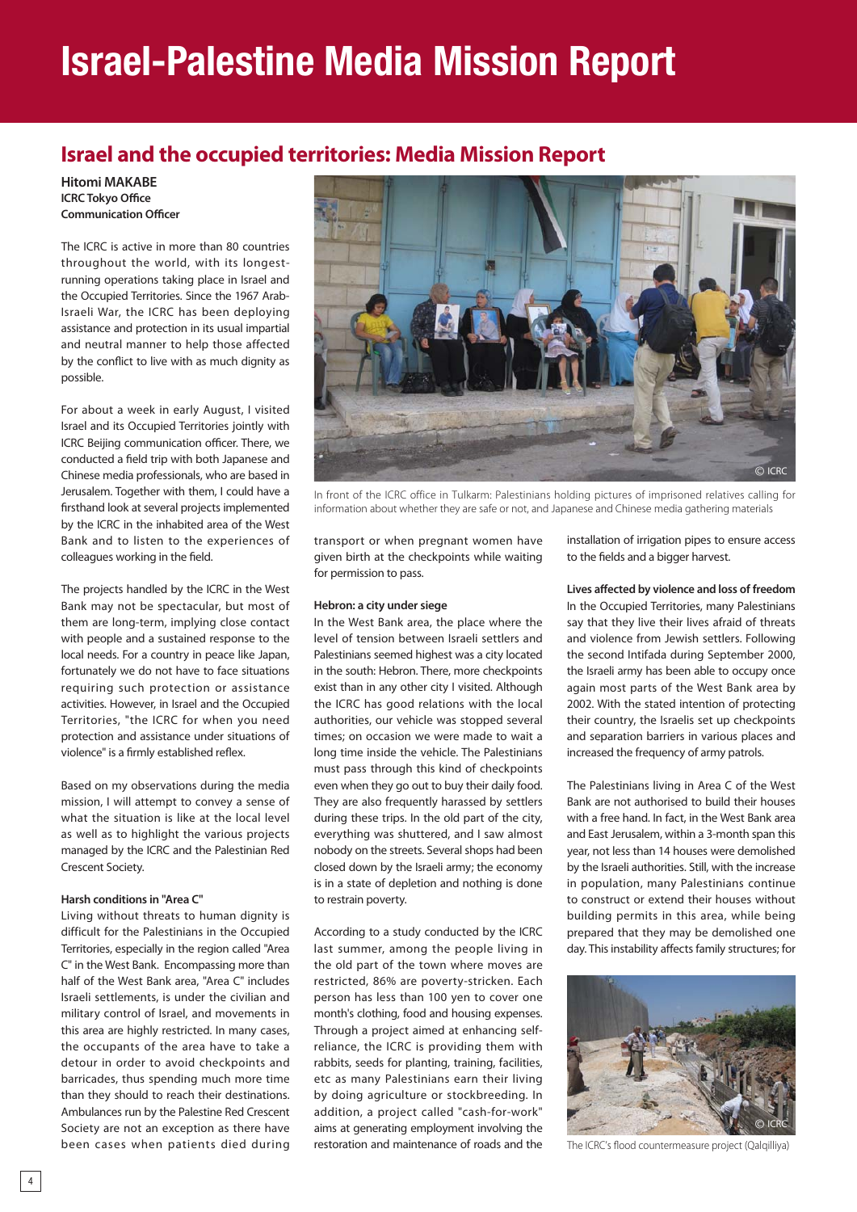# Israel-Palestine Media Mission Report

## Israel and the occupied territories: Media Mission Report

**Hitomi MAKABE**
**ICRC Tokyo Office**
**Communication Officer**

The ICRC is active in more than 80 countries throughout the world, with its longest-running operations taking place in Israel and the Occupied Territories. Since the 1967 Arab-Israeli War, the ICRC has been deploying assistance and protection in its usual impartial and neutral manner to help those affected by the conflict to live with as much dignity as possible.

For about a week in early August, I visited Israel and its Occupied Territories jointly with ICRC Beijing communication officer. There, we conducted a field trip with both Japanese and Chinese media professionals, who are based in Jerusalem. Together with them, I could have a firsthand look at several projects implemented by the ICRC in the inhabited area of the West Bank and to listen to the experiences of colleagues working in the field.

The projects handled by the ICRC in the West Bank may not be spectacular, but most of them are long-term, implying close contact with people and a sustained response to the local needs. For a country in peace like Japan, fortunately we do not have to face situations requiring such protection or assistance activities. However, in Israel and the Occupied Territories, "the ICRC for when you need protection and assistance under situations of violence" is a firmly established reflex.

Based on my observations during the media mission, I will attempt to convey a sense of what the situation is like at the local level as well as to highlight the various projects managed by the ICRC and the Palestinian Red Crescent Society.

**Harsh conditions in "Area C"**

Living without threats to human dignity is difficult for the Palestinians in the Occupied Territories, especially in the region called "Area C" in the West Bank. Encompassing more than half of the West Bank area, "Area C" includes Israeli settlements, is under the civilian and military control of Israel, and movements in this area are highly restricted. In many cases, the occupants of the area have to take a detour in order to avoid checkpoints and barricades, thus spending much more time than they should to reach their destinations. Ambulances run by the Palestine Red Crescent Society are not an exception as there have been cases when patients died during transport or when pregnant women have given birth at the checkpoints while waiting for permission to pass.

In front of the ICRC office in Tulkarm: Palestinians holding pictures of imprisoned relatives calling for information about whether they are safe or not, and Japanese and Chinese media gathering materials

**Hebron: a city under siege**

In the West Bank area, the place where the level of tension between Israeli settlers and Palestinians seemed highest was a city located in the south: Hebron. There, more checkpoints exist than in any other city I visited. Although the ICRC has good relations with the local authorities, our vehicle was stopped several times; on occasion we were made to wait a long time inside the vehicle. The Palestinians must pass through this kind of checkpoints even when they go out to buy their daily food. They are also frequently harassed by settlers during these trips. In the old part of the city, everything was shuttered, and I saw almost nobody on the streets. Several shops had been closed down by the Israeli army; the economy is in a state of depletion and nothing is done to restrain poverty.

According to a study conducted by the ICRC last summer, among the people living in the old part of the town where moves are restricted, 86% are poverty-stricken. Each person has less than 100 yen to cover one month's clothing, food and housing expenses. Through a project aimed at enhancing self-reliance, the ICRC is providing them with rabbits, seeds for planting, training, facilities, etc as many Palestinians earn their living by doing agriculture or stockbreeding. In addition, a project called "cash-for-work" aims at generating employment involving the restoration and maintenance of roads and the installation of irrigation pipes to ensure access to the fields and a bigger harvest.

**Lives affected by violence and loss of freedom**

In the Occupied Territories, many Palestinians say that they live their lives afraid of threats and violence from Jewish settlers. Following the second Intifada during September 2000, the Israeli army has been able to occupy once again most parts of the West Bank area by 2002. With the stated intention of protecting their country, the Israelis set up checkpoints and separation barriers in various places and increased the frequency of army patrols.

The Palestinians living in Area C of the West Bank are not authorised to build their houses with a free hand. In fact, in the West Bank area and East Jerusalem, within a 3-month span this year, not less than 14 houses were demolished by the Israeli authorities. Still, with the increase in population, many Palestinians continue to construct or extend their houses without building permits in this area, while being prepared that they may be demolished one day. This instability affects family structures; for

The ICRC's flood countermeasure project (Qalqilliya)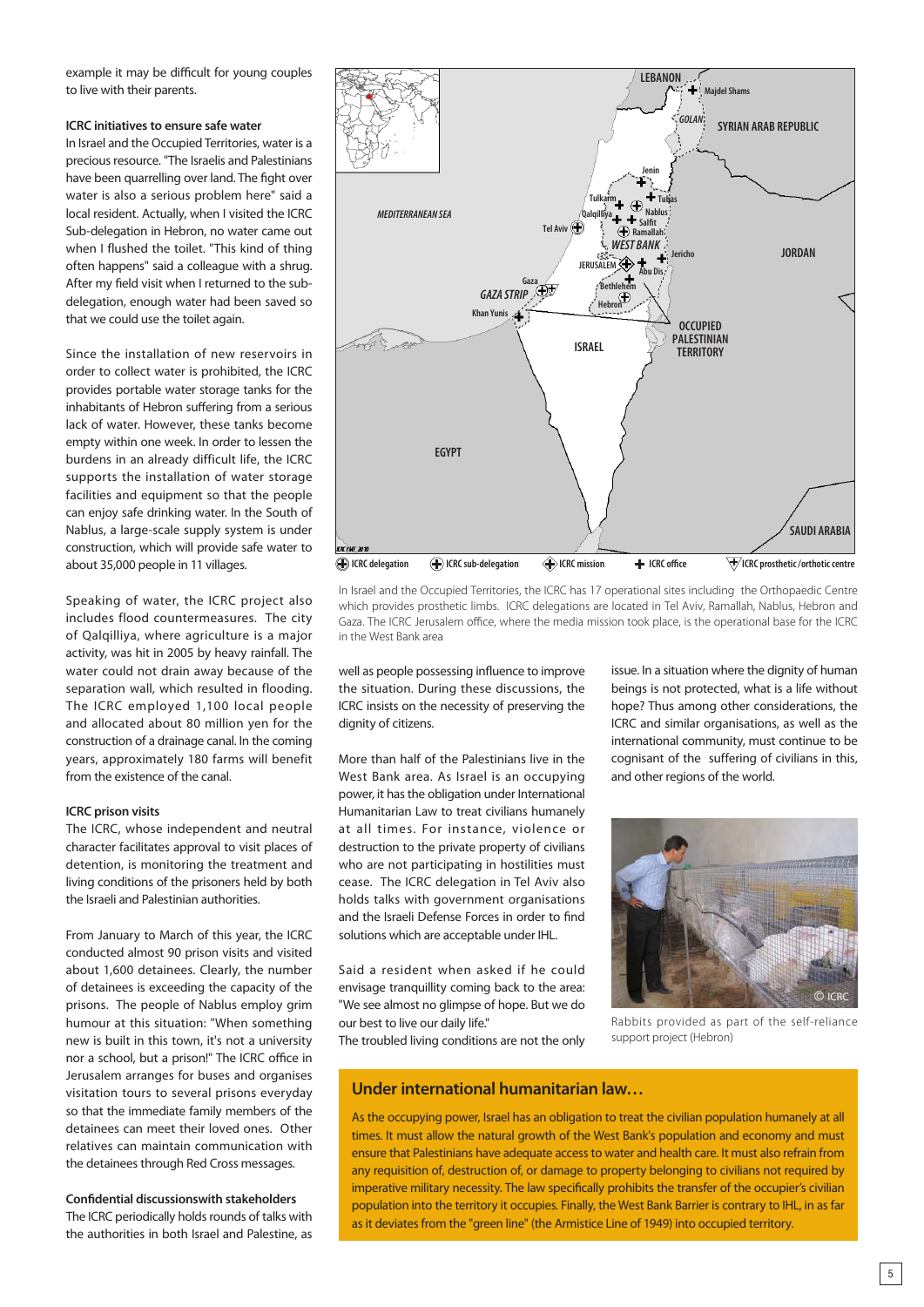example it may be difficult for young couples to live with their parents.

**ICRC initiatives to ensure safe water**

In Israel and the Occupied Territories, water is a precious resource. "The Israelis and Palestinians have been quarrelling over land. The fight over water is also a serious problem here" said a local resident. Actually, when I visited the ICRC Sub-delegation in Hebron, no water came out when I flushed the toilet. "This kind of thing often happens" said a colleague with a shrug. After my field visit when I returned to the sub-delegation, enough water had been saved so that we could use the toilet again.

Since the installation of new reservoirs in order to collect water is prohibited, the ICRC provides portable water storage tanks for the inhabitants of Hebron suffering from a serious lack of water. However, these tanks become empty within one week. In order to lessen the burdens in an already difficult life, the ICRC supports the installation of water storage facilities and equipment so that the people can enjoy safe drinking water. In the South of Nablus, a large-scale supply system is under construction, which will provide safe water to about 35,000 people in 11 villages.

Speaking of water, the ICRC project also includes flood countermeasures. The city of Qalqilliya, where agriculture is a major activity, was hit in 2005 by heavy rainfall. The water could not drain away because of the separation wall, which resulted in flooding. The ICRC employed 1,100 local people and allocated about 80 million yen for the construction of a drainage canal. In the coming years, approximately 180 farms will benefit from the existence of the canal.

**ICRC prison visits**

The ICRC, whose independent and neutral character facilitates approval to visit places of detention, is monitoring the treatment and living conditions of the prisoners held by both the Israeli and Palestinian authorities.

From January to March of this year, the ICRC conducted almost 90 prison visits and visited about 1,600 detainees. Clearly, the number of detainees is exceeding the capacity of the prisons. The people of Nablus employ grim humour at this situation: "When something new is built in this town, it's not a university nor a school, but a prison!" The ICRC office in Jerusalem arranges for buses and organises visitation tours to several prisons everyday so that the immediate family members of the detainees can meet their loved ones. Other relatives can maintain communication with the detainees through Red Cross messages.

**Confidential discussionswith stakeholders**

The ICRC periodically holds rounds of talks with the authorities in both Israel and Palestine, as well as people possessing influence to improve the situation. During these discussions, the ICRC insists on the necessity of preserving the dignity of citizens.

More than half of the Palestinians live in the West Bank area. As Israel is an occupying power, it has the obligation under International Humanitarian Law to treat civilians humanely at all times. For instance, violence or destruction to the private property of civilians who are not participating in hostilities must cease. The ICRC delegation in Tel Aviv also holds talks with government organisations and the Israeli Defense Forces in order to find solutions which are acceptable under IHL.

Said a resident when asked if he could envisage tranquillity coming back to the area: "We see almost no glimpse of hope. But we do our best to live our daily life."

The troubled living conditions are not the only issue. In a situation where the dignity of human beings is not protected, what is a life without hope? Thus among other considerations, the ICRC and similar organisations, as well as the international community, must continue to be cognisant of the suffering of civilians in this, and other regions of the world.

LEBANON · Majdel Shams · GOLAN · SYRIAN ARAB REPUBLIC · MEDITERRANEAN SEA · Jenin · Tulkarm · Tubas · Qalqiliya · Nablus · Salfit · Tel Aviv · Ramallah · WEST BANK · JERUSALEM · Jericho · Abu Dis · JORDAN · Gaza · GAZA STRIP · Bethlehem · Hebron · Khan Yunis · ISRAEL · OCCUPIED PALESTINIAN TERRITORY · EGYPT · SAUDI ARABIA

ICRC delegation · ICRC sub-delegation · ICRC mission · ICRC office · ICRC prosthetic/orthotic centre

In Israel and the Occupied Territories, the ICRC has 17 operational sites including the Orthopaedic Centre which provides prosthetic limbs. ICRC delegations are located in Tel Aviv, Ramallah, Nablus, Hebron and Gaza. The ICRC Jerusalem office, where the media mission took place, is the operational base for the ICRC in the West Bank area

© ICRC

Rabbits provided as part of the self-reliance support project (Hebron)

## Under international humanitarian law…

As the occupying power, Israel has an obligation to treat the civilian population humanely at all times. It must allow the natural growth of the West Bank's population and economy and must ensure that Palestinians have adequate access to water and health care. It must also refrain from any requisition of, destruction of, or damage to property belonging to civilians not required by imperative military necessity. The law specifically prohibits the transfer of the occupier's civilian population into the territory it occupies. Finally, the West Bank Barrier is contrary to IHL, in as far as it deviates from the "green line" (the Armistice Line of 1949) into occupied territory.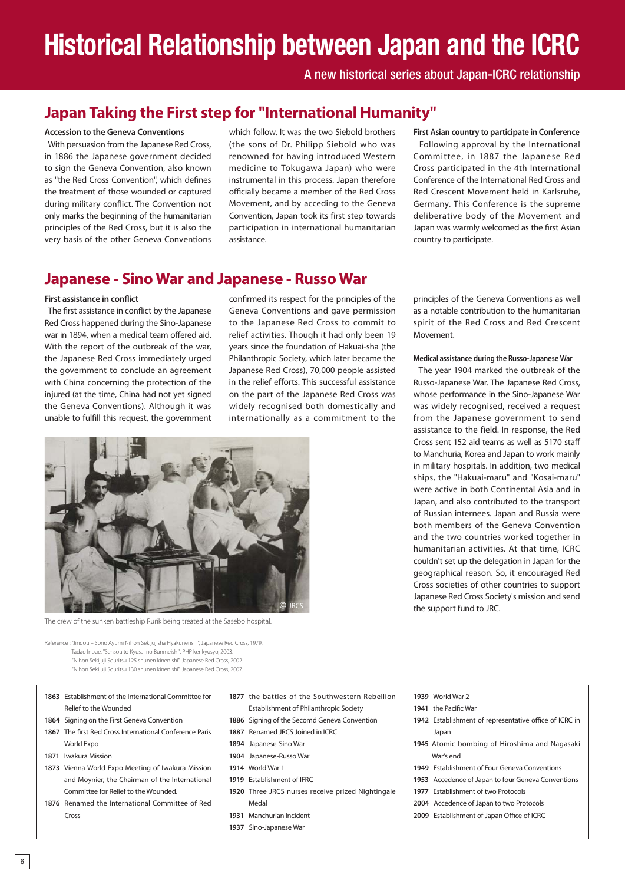# Historical Relationship between Japan and the ICRC

A new historical series about Japan-ICRC relationship

## Japan Taking the First step for "International Humanity"

**Accession to the Geneva Conventions**

With persuasion from the Japanese Red Cross, in 1886 the Japanese government decided to sign the Geneva Convention, also known as "the Red Cross Convention", which defines the treatment of those wounded or captured during military conflict. The Convention not only marks the beginning of the humanitarian principles of the Red Cross, but it is also the very basis of the other Geneva Conventions which follow. It was the two Siebold brothers (the sons of Dr. Philipp Siebold who was renowned for having introduced Western medicine to Tokugawa Japan) who were instrumental in this process. Japan therefore officially became a member of the Red Cross Movement, and by acceding to the Geneva Convention, Japan took its first step towards participation in international humanitarian assistance.

**First Asian country to participate in Conference**

Following approval by the International Committee, in 1887 the Japanese Red Cross participated in the 4th International Conference of the International Red Cross and Red Crescent Movement held in Karlsruhe, Germany. This Conference is the supreme deliberative body of the Movement and Japan was warmly welcomed as the first Asian country to participate.

## Japanese - Sino War and Japanese - Russo War

**First assistance in conflict**

The first assistance in conflict by the Japanese Red Cross happened during the Sino-Japanese war in 1894, when a medical team offered aid. With the report of the outbreak of the war, the Japanese Red Cross immediately urged the government to conclude an agreement with China concerning the protection of the injured (at the time, China had not yet signed the Geneva Conventions). Although it was unable to fulfill this request, the government confirmed its respect for the principles of the Geneva Conventions and gave permission to the Japanese Red Cross to commit to relief activities. Though it had only been 19 years since the foundation of Hakuai-sha (the Philanthropic Society, which later became the Japanese Red Cross), 70,000 people assisted in the relief efforts. This successful assistance on the part of the Japanese Red Cross was widely recognised both domestically and internationally as a commitment to the principles of the Geneva Conventions as well as a notable contribution to the humanitarian spirit of the Red Cross and Red Crescent Movement.

**Medical assistance during the Russo-Japanese War**

The year 1904 marked the outbreak of the Russo-Japanese War. The Japanese Red Cross, whose performance in the Sino-Japanese War was widely recognised, received a request from the Japanese government to send assistance to the field. In response, the Red Cross sent 152 aid teams as well as 5170 staff to Manchuria, Korea and Japan to work mainly in military hospitals. In addition, two medical ships, the "Hakuai-maru" and "Kosai-maru" were active in both Continental Asia and in Japan, and also contributed to the transport of Russian internees. Japan and Russia were both members of the Geneva Convention and the two countries worked together in humanitarian activities. At that time, ICRC couldn't set up the delegation in Japan for the geographical reason. So, it encouraged Red Cross societies of other countries to support Japanese Red Cross Society's mission and send the support fund to JRC.

© JRCS

The crew of the sunken battleship Rurik being treated at the Sasebo hospital.

Reference : "Jindou – Sono Ayumi Nihon Sekijujisha Hyakunenshi", Japanese Red Cross, 1979.
Tadao Inoue, "Sensou to Kyusai no Bunmeishi", PHP kenkyusyo, 2003.
"Nihon Sekijuji Souritsu 125 shunen kinen shi", Japanese Red Cross, 2002.
"Nihon Sekijuji Souritsu 130 shunen kinen shi", Japanese Red Cross, 2007.

- **1863** Establishment of the International Committee for Relief to the Wounded
- **1864** Signing on the First Geneva Convention
- **1867** The first Red Cross International Conference Paris World Expo
- **1871** Iwakura Mission
- **1873** Vienna World Expo Meeting of Iwakura Mission and Moynier, the Chairman of the International Committee for Relief to the Wounded.
- **1876** Renamed the International Committee of Red Cross
- **1877** the battles of the Southwestern Rebellion Establishment of Philanthropic Society
- **1886** Signing of the Secomd Geneva Convention
- **1887** Renamed JRCS Joined in ICRC
- **1894** Japanese-Sino War
- **1904** Japanese-Russo War
- **1914** World War 1
- **1919** Establishment of IFRC
- **1920** Three JRCS nurses receive prized Nightingale Medal
- **1931** Manchurian Incident
- **1937** Sino-Japanese War
- **1939** World War 2
- **1941** the Pacific War
- **1942** Establishment of representative office of ICRC in Japan
- **1945** Atomic bombing of Hiroshima and Nagasaki War's end
- **1949** Establishment of Four Geneva Conventions
- **1953** Accedence of Japan to four Geneva Conventions
- **1977** Establishment of two Protocols
- **2004** Accedence of Japan to two Protocols
- **2009** Establishment of Japan Office of ICRC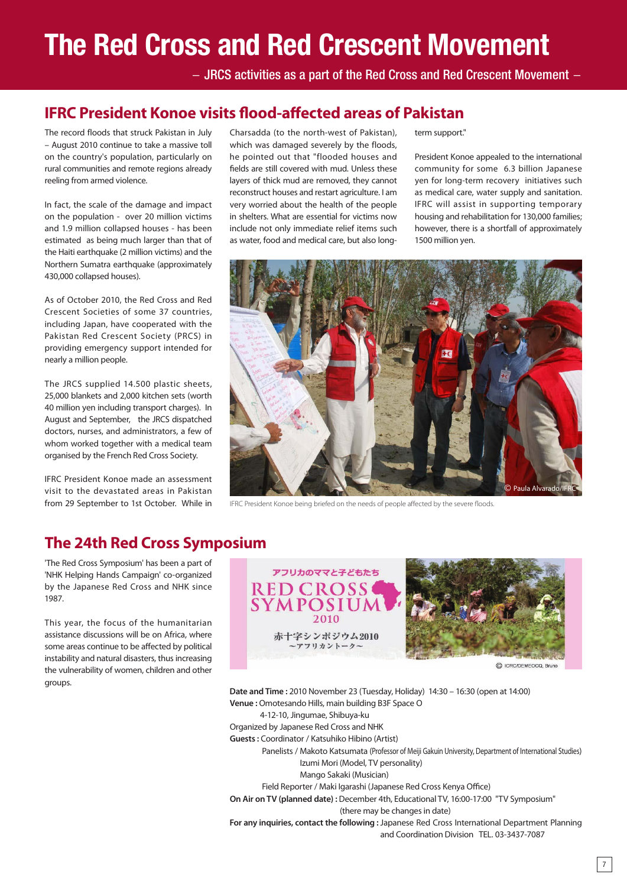# The Red Cross and Red Crescent Movement

– JRCS activities as a part of the Red Cross and Red Crescent Movement –

## IFRC President Konoe visits flood-affected areas of Pakistan

The record floods that struck Pakistan in July – August 2010 continue to take a massive toll on the country's population, particularly on rural communities and remote regions already reeling from armed violence.

In fact, the scale of the damage and impact on the population - over 20 million victims and 1.9 million collapsed houses - has been estimated as being much larger than that of the Haiti earthquake (2 million victims) and the Northern Sumatra earthquake (approximately 430,000 collapsed houses).

As of October 2010, the Red Cross and Red Crescent Societies of some 37 countries, including Japan, have cooperated with the Pakistan Red Crescent Society (PRCS) in providing emergency support intended for nearly a million people.

The JRCS supplied 14.500 plastic sheets, 25,000 blankets and 2,000 kitchen sets (worth 40 million yen including transport charges). In August and September, the JRCS dispatched doctors, nurses, and administrators, a few of whom worked together with a medical team organised by the French Red Cross Society.

IFRC President Konoe made an assessment visit to the devastated areas in Pakistan from 29 September to 1st October. While in Charsadda (to the north-west of Pakistan), which was damaged severely by the floods, he pointed out that "flooded houses and fields are still covered with mud. Unless these layers of thick mud are removed, they cannot reconstruct houses and restart agriculture. I am very worried about the health of the people in shelters. What are essential for victims now include not only immediate relief items such as water, food and medical care, but also long-term support."

President Konoe appealed to the international community for some 6.3 billion Japanese yen for long-term recovery initiatives such as medical care, water supply and sanitation. IFRC will assist in supporting temporary housing and rehabilitation for 130,000 families; however, there is a shortfall of approximately 1500 million yen.

© Paula Alvarado/IFRC

IFRC President Konoe being briefed on the needs of people affected by the severe floods.

## The 24th Red Cross Symposium

'The Red Cross Symposium' has been a part of 'NHK Helping Hands Campaign' co-organized by the Japanese Red Cross and NHK since 1987.

This year, the focus of the humanitarian assistance discussions will be on Africa, where some areas continue to be affected by political instability and natural disasters, thus increasing the vulnerability of women, children and other groups.

アフリカのママと子どもたち
RED CROSS SYMPOSIUM 2010
赤十字シンポジウム2010
～アフリカントーク～

© ICRC/DEMEOCQ, Bruno

**Date and Time :** 2010 November 23 (Tuesday, Holiday) 14:30 – 16:30 (open at 14:00)
**Venue :** Omotesando Hills, main building B3F Space O
4-12-10, Jingumae, Shibuya-ku
Organized by Japanese Red Cross and NHK
**Guests :** Coordinator / Katsuhiko Hibino (Artist)
Panelists / Makoto Katsumata (Professor of Meiji Gakuin University, Department of International Studies)
Izumi Mori (Model, TV personality)
Mango Sakaki (Musician)
Field Reporter / Maki Igarashi (Japanese Red Cross Kenya Office)
**On Air on TV (planned date) :** December 4th, Educational TV, 16:00-17:00 "TV Symposium"
(there may be changes in date)
**For any inquiries, contact the following :** Japanese Red Cross International Department Planning and Coordination Division TEL. 03-3437-7087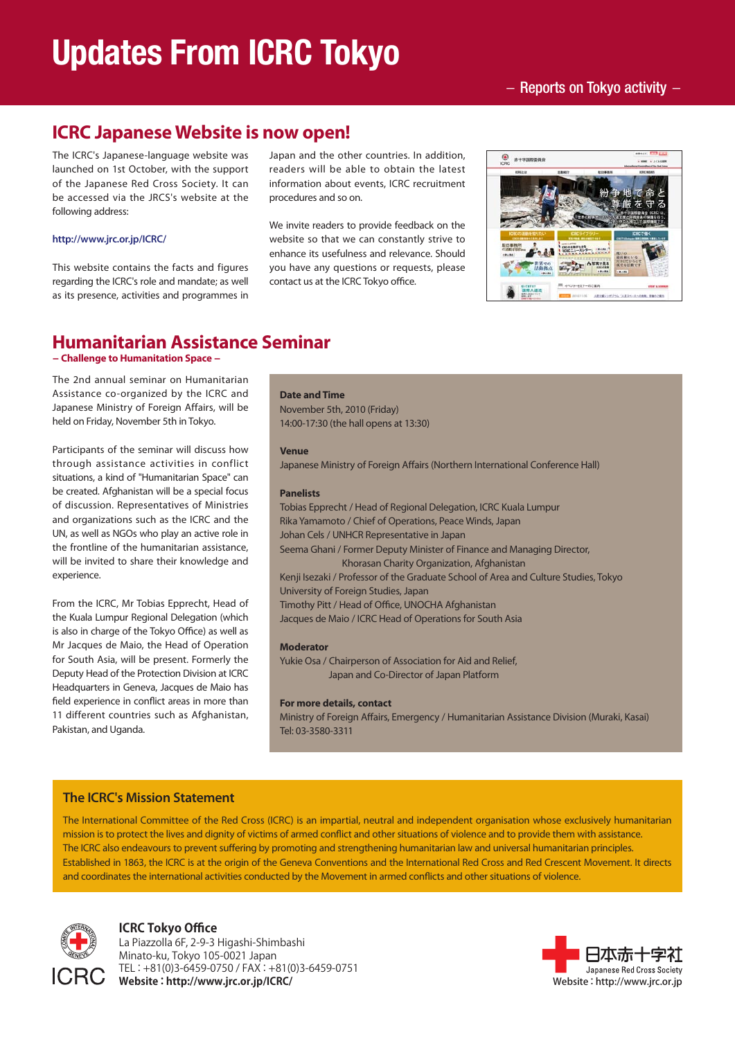# Updates From ICRC Tokyo

– Reports on Tokyo activity –

## ICRC Japanese Website is now open!

The ICRC's Japanese-language website was launched on 1st October, with the support of the Japanese Red Cross Society. It can be accessed via the JRCS's website at the following address:

http://www.jrc.or.jp/ICRC/

This website contains the facts and figures regarding the ICRC's role and mandate; as well as its presence, activities and programmes in Japan and the other countries. In addition, readers will be able to obtain the latest information about events, ICRC recruitment procedures and so on.

We invite readers to provide feedback on the website so that we can constantly strive to enhance its usefulness and relevance. Should you have any questions or requests, please contact us at the ICRC Tokyo office.

## Humanitarian Assistance Seminar

**– Challenge to Humanitation Space –**

The 2nd annual seminar on Humanitarian Assistance co-organized by the ICRC and Japanese Ministry of Foreign Affairs, will be held on Friday, November 5th in Tokyo.

Participants of the seminar will discuss how through assistance activities in conflict situations, a kind of "Humanitarian Space" can be created. Afghanistan will be a special focus of discussion. Representatives of Ministries and organizations such as the ICRC and the UN, as well as NGOs who play an active role in the frontline of the humanitarian assistance, will be invited to share their knowledge and experience.

From the ICRC, Mr Tobias Epprecht, Head of the Kuala Lumpur Regional Delegation (which is also in charge of the Tokyo Office) as well as Mr Jacques de Maio, the Head of Operation for South Asia, will be present. Formerly the Deputy Head of the Protection Division at ICRC Headquarters in Geneva, Jacques de Maio has field experience in conflict areas in more than 11 different countries such as Afghanistan, Pakistan, and Uganda.

**Date and Time**
November 5th, 2010 (Friday)
14:00-17:30 (the hall opens at 13:30)

**Venue**
Japanese Ministry of Foreign Affairs (Northern International Conference Hall)

**Panelists**
Tobias Epprecht / Head of Regional Delegation, ICRC Kuala Lumpur
Rika Yamamoto / Chief of Operations, Peace Winds, Japan
Johan Cels / UNHCR Representative in Japan
Seema Ghani / Former Deputy Minister of Finance and Managing Director, Khorasan Charity Organization, Afghanistan
Kenji Isezaki / Professor of the Graduate School of Area and Culture Studies, Tokyo University of Foreign Studies, Japan
Timothy Pitt / Head of Office, UNOCHA Afghanistan
Jacques de Maio / ICRC Head of Operations for South Asia

**Moderator**
Yukie Osa / Chairperson of Association for Aid and Relief, Japan and Co-Director of Japan Platform

**For more details, contact**
Ministry of Foreign Affairs, Emergency / Humanitarian Assistance Division (Muraki, Kasai)
Tel: 03-3580-3311

### The ICRC's Mission Statement

The International Committee of the Red Cross (ICRC) is an impartial, neutral and independent organisation whose exclusively humanitarian mission is to protect the lives and dignity of victims of armed conflict and other situations of violence and to provide them with assistance.
The ICRC also endeavours to prevent suffering by promoting and strengthening humanitarian law and universal humanitarian principles.
Established in 1863, the ICRC is at the origin of the Geneva Conventions and the International Red Cross and Red Crescent Movement. It directs and coordinates the international activities conducted by the Movement in armed conflicts and other situations of violence.

**ICRC Tokyo Office**
La Piazzolla 6F, 2-9-3 Higashi-Shimbashi
Minato-ku, Tokyo 105-0021 Japan
TEL : +81(0)3-6459-0750 / FAX : +81(0)3-6459-0751
**Website : http://www.jrc.or.jp/ICRC/**

日本赤十字社
Japanese Red Cross Society
Website : http://www.jrc.or.jp